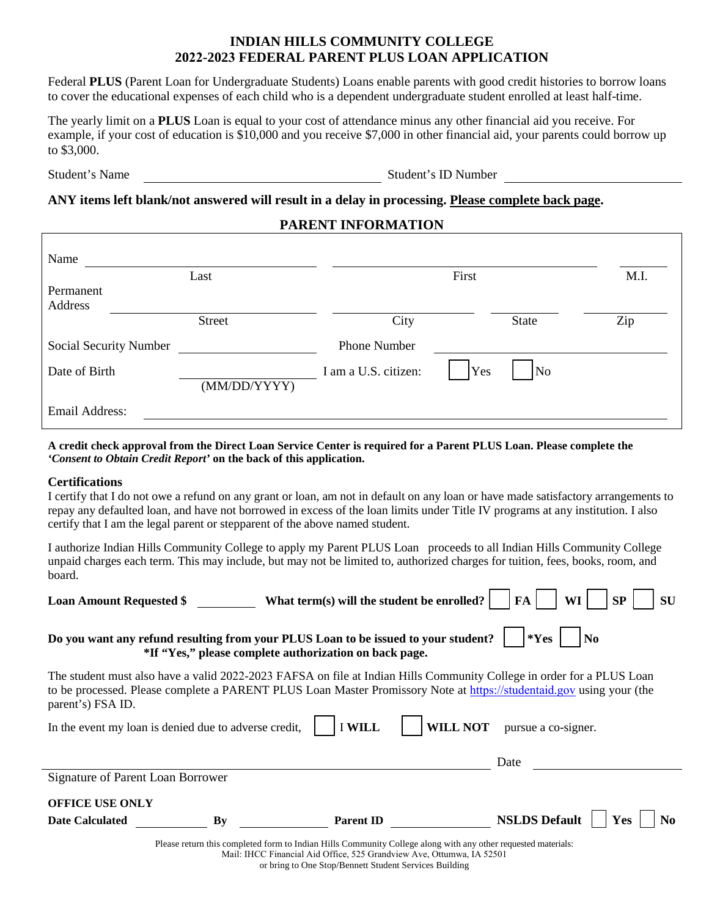# INDIAN HILLS COMMUNITY COLLEGE
# 2022-2023 FEDERAL PARENT PLUS LOAN APPLICATION

Federal **PLUS** (Parent Loan for Undergraduate Students) Loans enable parents with good credit histories to borrow loans to cover the educational expenses of each child who is a dependent undergraduate student enrolled at least half-time.

The yearly limit on a **PLUS** Loan is equal to your cost of attendance minus any other financial aid you receive. For example, if your cost of education is $10,000 and you receive $7,000 in other financial aid, your parents could borrow up to $3,000.

Student's Name ______________________ Student's ID Number ______________________

**ANY items left blank/not answered will result in a delay in processing. Please complete back page.**

## PARENT INFORMATION

Name ______________________ ______________________ ______
Last First M.I.

Permanent Address ______________________ ______________________ ______________ ______________
Street City State Zip

Social Security Number ______________________ Phone Number ______________________

Date of Birth ______________________ (MM/DD/YYYY) I am a U.S. citizen: ☐ Yes ☐ No

Email Address: ______________________________________________

**A credit check approval from the Direct Loan Service Center is required for a Parent PLUS Loan. Please complete the *'Consent to Obtain Credit Report'* on the back of this application.**

### Certifications

I certify that I do not owe a refund on any grant or loan, am not in default on any loan or have made satisfactory arrangements to repay any defaulted loan, and have not borrowed in excess of the loan limits under Title IV programs at any institution. I also certify that I am the legal parent or stepparent of the above named student.

I authorize Indian Hills Community College to apply my Parent PLUS Loan proceeds to all Indian Hills Community College unpaid charges each term. This may include, but may not be limited to, authorized charges for tuition, fees, books, room, and board.

**Loan Amount Requested $** __________ **What term(s) will the student be enrolled?** ☐ **FA** ☐ **WI** ☐ **SP** ☐ **SU**

**Do you want any refund resulting from your PLUS Loan to be issued to your student?** ☐ ***Yes** ☐ **No**
***If "Yes," please complete authorization on back page.**

The student must also have a valid 2022-2023 FAFSA on file at Indian Hills Community College in order for a PLUS Loan to be processed. Please complete a PARENT PLUS Loan Master Promissory Note at https://studentaid.gov using your (the parent's) FSA ID.

In the event my loan is denied due to adverse credit, ☐ I **WILL** ☐ **WILL NOT** pursue a co-signer.

______________________________________________ Date ______________
Signature of Parent Loan Borrower

**OFFICE USE ONLY**

**Date Calculated** __________ **By** __________ **Parent ID** __________ **NSLDS Default** ☐ **Yes** ☐ **No**

Please return this completed form to Indian Hills Community College along with any other requested materials:
Mail: IHCC Financial Aid Office, 525 Grandview Ave, Ottumwa, IA 52501
or bring to One Stop/Bennett Student Services Building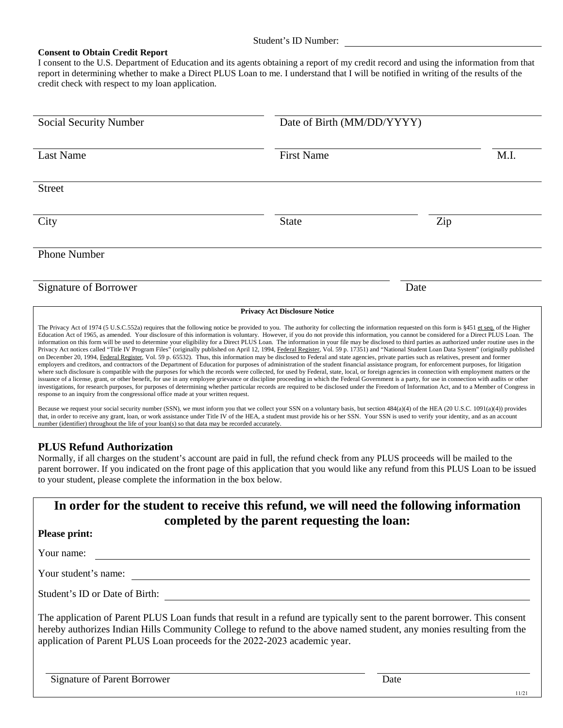Student's ID Number: ______________________________

**Consent to Obtain Credit Report**

I consent to the U.S. Department of Education and its agents obtaining a report of my credit record and using the information from that report in determining whether to make a Direct PLUS Loan to me. I understand that I will be notified in writing of the results of the credit check with respect to my loan application.

| | |
|---|---|
| Social Security Number | Date of Birth (MM/DD/YYYY) |

| | | |
|---|---|---|
| Last Name | First Name | M.I. |

Street

| | | |
|---|---|---|
| City | State | Zip |

Phone Number

| | |
|---|---|
| Signature of Borrower | Date |

**Privacy Act Disclosure Notice**

The Privacy Act of 1974 (5 U.S.C.552a) requires that the following notice be provided to you. The authority for collecting the information requested on this form is §451 et seq. of the Higher Education Act of 1965, as amended. Your disclosure of this information is voluntary. However, if you do not provide this information, you cannot be considered for a Direct PLUS Loan. The information on this form will be used to determine your eligibility for a Direct PLUS Loan. The information in your file may be disclosed to third parties as authorized under routine uses in the Privacy Act notices called "Title IV Program Files" (originally published on April 12, 1994, Federal Register, Vol. 59 p. 17351) and "National Student Loan Data System" (originally published on December 20, 1994, Federal Register, Vol. 59 p. 65532). Thus, this information may be disclosed to Federal and state agencies, private parties such as relatives, present and former employers and creditors, and contractors of the Department of Education for purposes of administration of the student financial assistance program, for enforcement purposes, for litigation where such disclosure is compatible with the purposes for which the records were collected, for used by Federal, state, local, or foreign agencies in connection with employment matters or the issuance of a license, grant, or other benefit, for use in any employee grievance or discipline proceeding in which the Federal Government is a party, for use in connection with audits or other investigations, for research purposes, for purposes of determining whether particular records are required to be disclosed under the Freedom of Information Act, and to a Member of Congress in response to an inquiry from the congressional office made at your written request.

Because we request your social security number (SSN), we must inform you that we collect your SSN on a voluntary basis, but section 484(a)(4) of the HEA (20 U.S.C. 1091(a)(4)) provides that, in order to receive any grant, loan, or work assistance under Title IV of the HEA, a student must provide his or her SSN. Your SSN is used to verify your identity, and as an account number (identifier) throughout the life of your loan(s) so that data may be recorded accurately.

## PLUS Refund Authorization

Normally, if all charges on the student's account are paid in full, the refund check from any PLUS proceeds will be mailed to the parent borrower. If you indicated on the front page of this application that you would like any refund from this PLUS Loan to be issued to your student, please complete the information in the box below.

### In order for the student to receive this refund, we will need the following information completed by the parent requesting the loan:

**Please print:**

Your name: ______________________________

Your student's name: ______________________________

Student's ID or Date of Birth: ______________________________

The application of Parent PLUS Loan funds that result in a refund are typically sent to the parent borrower. This consent hereby authorizes Indian Hills Community College to refund to the above named student, any monies resulting from the application of Parent PLUS Loan proceeds for the 2022-2023 academic year.

| | |
|---|---|
| Signature of Parent Borrower | Date |

11/21